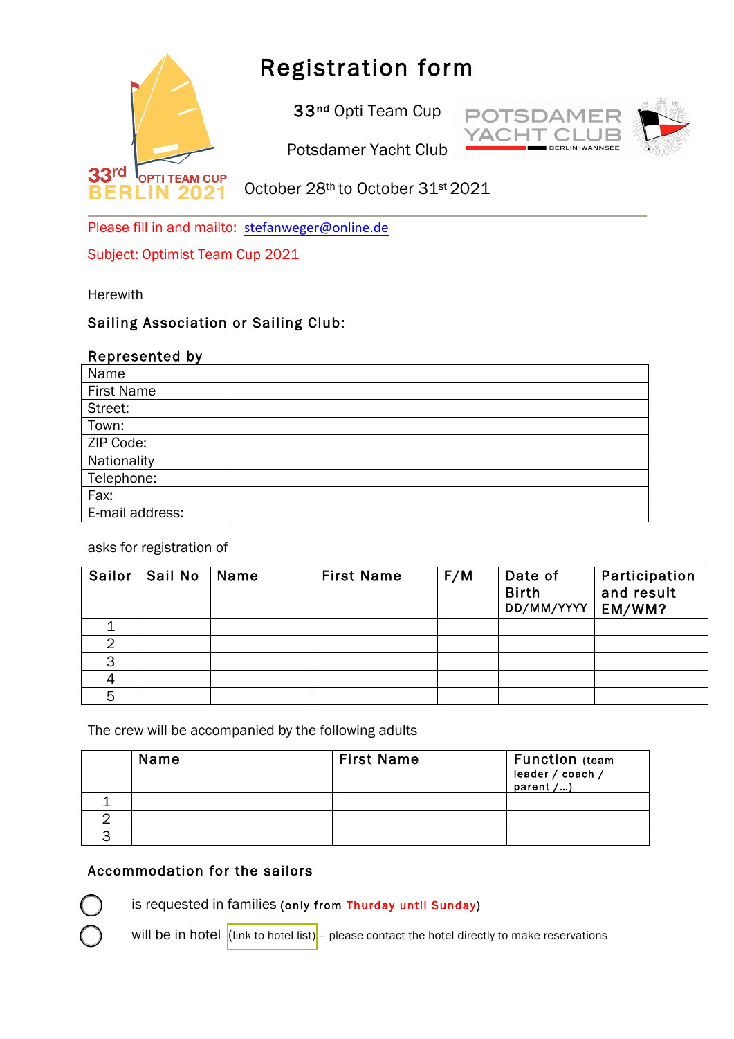# Registration form

33rd Opti Team Cup

Potsdamer Yacht Club

October 28th to October 31st 2021

Please fill in and mailto: stefanweger@online.de

Subject: Optimist Team Cup 2021

Herewith

**Sailing Association or Sailing Club:**

**Represented by**

| | |
|---|---|
| Name | |
| First Name | |
| Street: | |
| Town: | |
| ZIP Code: | |
| Nationality | |
| Telephone: | |
| Fax: | |
| E-mail address: | |

asks for registration of

| Sailor | Sail No | Name | First Name | F/M | Date of Birth DD/MM/YYYY | Participation and result EM/WM? |
|---|---|---|---|---|---|---|
| 1 | | | | | | |
| 2 | | | | | | |
| 3 | | | | | | |
| 4 | | | | | | |
| 5 | | | | | | |

The crew will be accompanied by the following adults

| | Name | First Name | Function (team leader / coach / parent /…) |
|---|---|---|---|
| 1 | | | |
| 2 | | | |
| 3 | | | |

**Accommodation for the sailors**

- ◯ is requested in families (only from Thurday until Sunday)
- ◯ will be in hotel (link to hotel list) – please contact the hotel directly to make reservations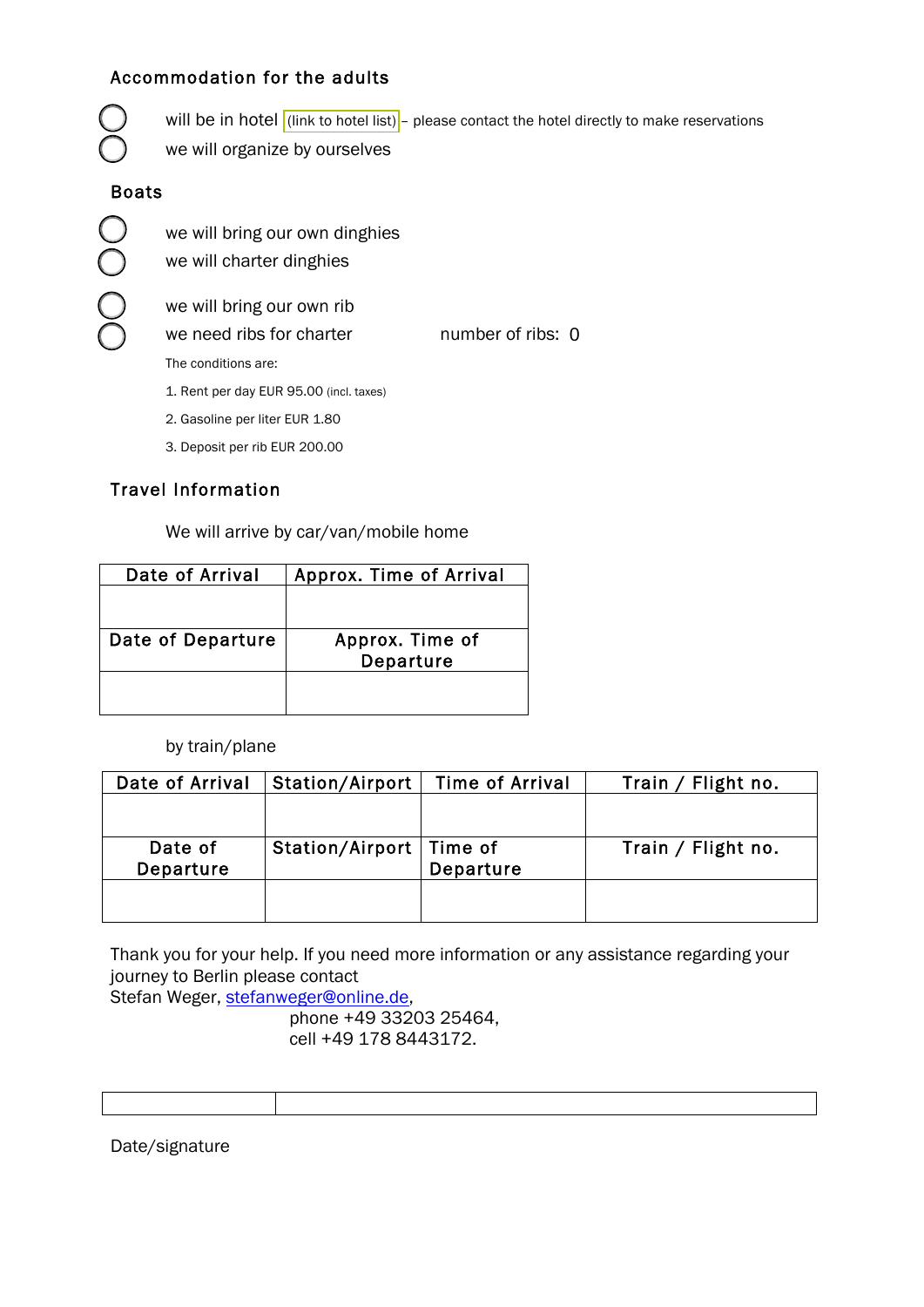## Accommodation for the adults

- ◯ will be in hotel (link to hotel list) – please contact the hotel directly to make reservations
- ◯ we will organize by ourselves

## Boats

- ◯ we will bring our own dinghies
- ◯ we will charter dinghies

- ◯ we will bring our own rib
- ◯ we need ribs for charter number of ribs: 0

The conditions are:

1. Rent per day EUR 95.00 (incl. taxes)
2. Gasoline per liter EUR 1.80
3. Deposit per rib EUR 200.00

## Travel Information

We will arrive by car/van/mobile home

| Date of Arrival | Approx. Time of Arrival |
|---|---|
| | |
| **Date of Departure** | **Approx. Time of Departure** |
| | |

by train/plane

| Date of Arrival | Station/Airport | Time of Arrival | Train / Flight no. |
|---|---|---|---|
| | | | |
| **Date of Departure** | **Station/Airport** | **Time of Departure** | **Train / Flight no.** |
| | | | |

Thank you for your help. If you need more information or any assistance regarding your journey to Berlin please contact
Stefan Weger, stefanweger@online.de,
phone +49 33203 25464,
cell +49 178 8443172.

| | |
|---|---|
| | |

Date/signature